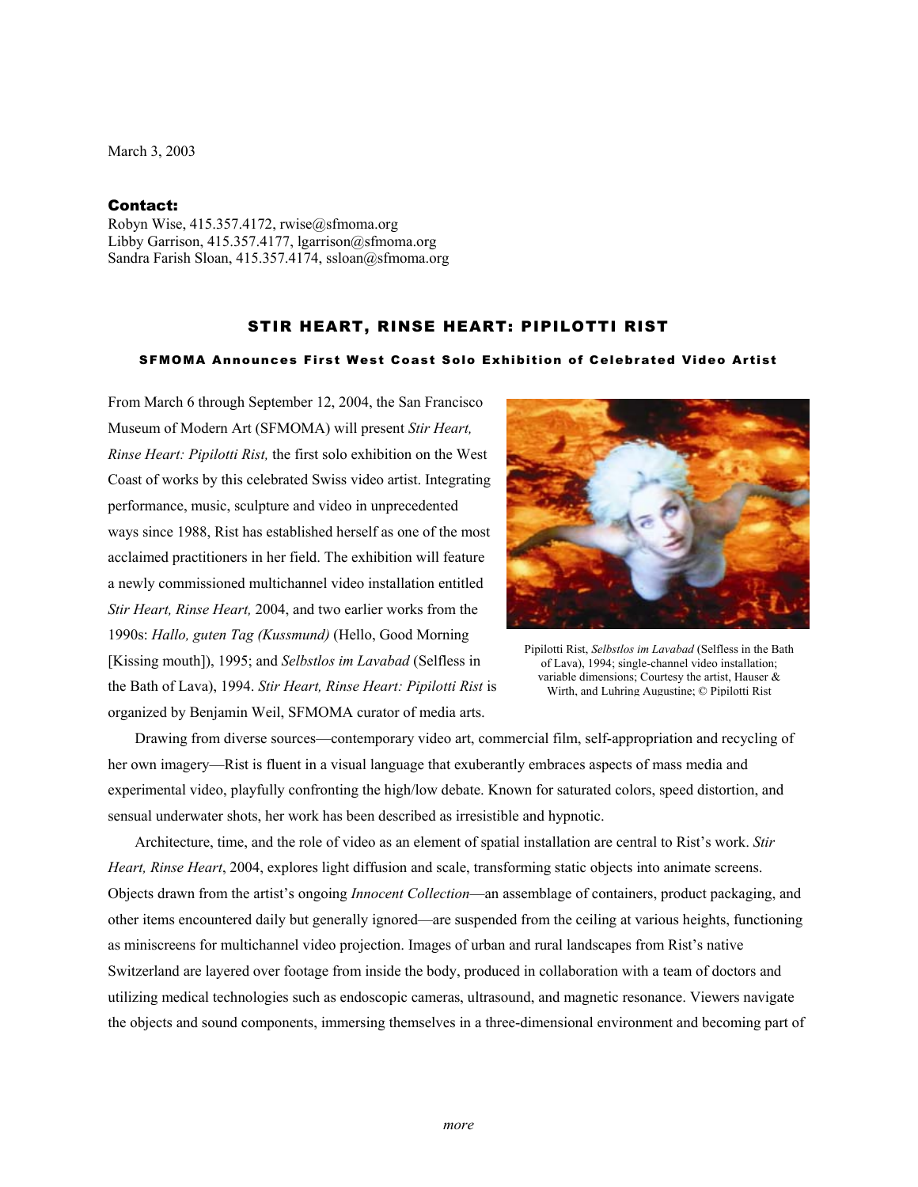March 3, 2003

**Contact:**
Robyn Wise, 415.357.4172, rwise@sfmoma.org
Libby Garrison, 415.357.4177, lgarrison@sfmoma.org
Sandra Farish Sloan, 415.357.4174, ssloan@sfmoma.org

# STIR HEART, RINSE HEART: PIPILOTTI RIST

### SFMOMA Announces First West Coast Solo Exhibition of Celebrated Video Artist

From March 6 through September 12, 2004, the San Francisco Museum of Modern Art (SFMOMA) will present *Stir Heart, Rinse Heart: Pipilotti Rist,* the first solo exhibition on the West Coast of works by this celebrated Swiss video artist. Integrating performance, music, sculpture and video in unprecedented ways since 1988, Rist has established herself as one of the most acclaimed practitioners in her field. The exhibition will feature a newly commissioned multichannel video installation entitled *Stir Heart, Rinse Heart,* 2004, and two earlier works from the 1990s: *Hallo, guten Tag (Kussmund)* (Hello, Good Morning [Kissing mouth]), 1995; and *Selbstlos im Lavabad* (Selfless in the Bath of Lava), 1994. *Stir Heart, Rinse Heart: Pipilotti Rist* is organized by Benjamin Weil, SFMOMA curator of media arts.

Pipilotti Rist, *Selbstlos im Lavabad* (Selfless in the Bath of Lava), 1994; single-channel video installation; variable dimensions; Courtesy the artist, Hauser & Wirth, and Luhring Augustine; © Pipilotti Rist

Drawing from diverse sources—contemporary video art, commercial film, self-appropriation and recycling of her own imagery—Rist is fluent in a visual language that exuberantly embraces aspects of mass media and experimental video, playfully confronting the high/low debate. Known for saturated colors, speed distortion, and sensual underwater shots, her work has been described as irresistible and hypnotic.

Architecture, time, and the role of video as an element of spatial installation are central to Rist's work. *Stir Heart, Rinse Heart*, 2004, explores light diffusion and scale, transforming static objects into animate screens. Objects drawn from the artist's ongoing *Innocent Collection*—an assemblage of containers, product packaging, and other items encountered daily but generally ignored—are suspended from the ceiling at various heights, functioning as miniscreens for multichannel video projection. Images of urban and rural landscapes from Rist's native Switzerland are layered over footage from inside the body, produced in collaboration with a team of doctors and utilizing medical technologies such as endoscopic cameras, ultrasound, and magnetic resonance. Viewers navigate the objects and sound components, immersing themselves in a three-dimensional environment and becoming part of

*more*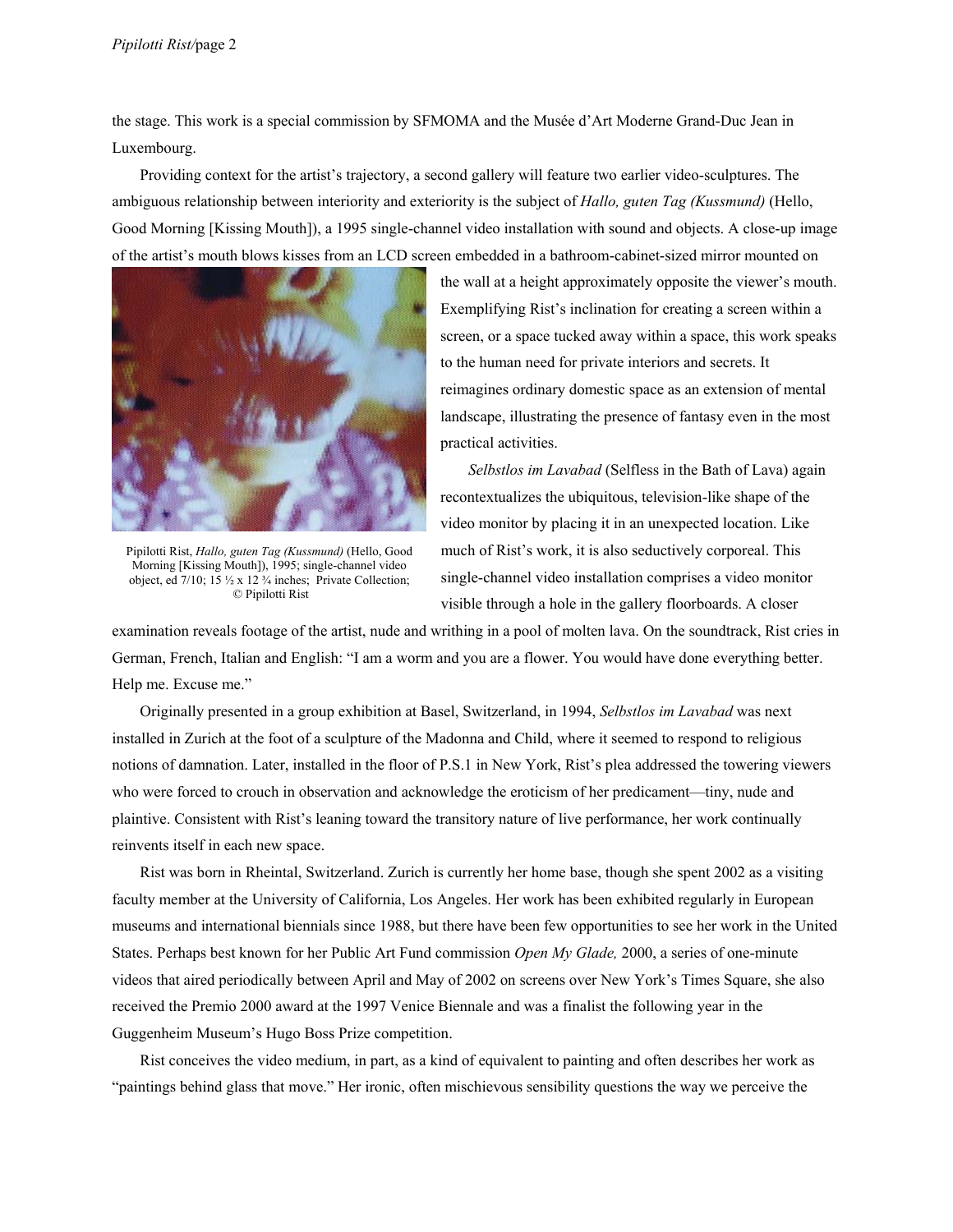the stage. This work is a special commission by SFMOMA and the Musée d'Art Moderne Grand-Duc Jean in Luxembourg.

Providing context for the artist's trajectory, a second gallery will feature two earlier video-sculptures. The ambiguous relationship between interiority and exteriority is the subject of *Hallo, guten Tag (Kussmund)* (Hello, Good Morning [Kissing Mouth]), a 1995 single-channel video installation with sound and objects. A close-up image of the artist's mouth blows kisses from an LCD screen embedded in a bathroom-cabinet-sized mirror mounted on the wall at a height approximately opposite the viewer's mouth. Exemplifying Rist's inclination for creating a screen within a screen, or a space tucked away within a space, this work speaks to the human need for private interiors and secrets. It reimagines ordinary domestic space as an extension of mental landscape, illustrating the presence of fantasy even in the most practical activities.

Pipilotti Rist, *Hallo, guten Tag (Kussmund)* (Hello, Good Morning [Kissing Mouth]), 1995; single-channel video object, ed 7/10; 15 ½ x 12 ¾ inches; Private Collection; © Pipilotti Rist

*Selbstlos im Lavabad* (Selfless in the Bath of Lava) again recontextualizes the ubiquitous, television-like shape of the video monitor by placing it in an unexpected location. Like much of Rist's work, it is also seductively corporeal. This single-channel video installation comprises a video monitor visible through a hole in the gallery floorboards. A closer examination reveals footage of the artist, nude and writhing in a pool of molten lava. On the soundtrack, Rist cries in German, French, Italian and English: "I am a worm and you are a flower. You would have done everything better. Help me. Excuse me."

Originally presented in a group exhibition at Basel, Switzerland, in 1994, *Selbstlos im Lavabad* was next installed in Zurich at the foot of a sculpture of the Madonna and Child, where it seemed to respond to religious notions of damnation. Later, installed in the floor of P.S.1 in New York, Rist's plea addressed the towering viewers who were forced to crouch in observation and acknowledge the eroticism of her predicament—tiny, nude and plaintive. Consistent with Rist's leaning toward the transitory nature of live performance, her work continually reinvents itself in each new space.

Rist was born in Rheintal, Switzerland. Zurich is currently her home base, though she spent 2002 as a visiting faculty member at the University of California, Los Angeles. Her work has been exhibited regularly in European museums and international biennials since 1988, but there have been few opportunities to see her work in the United States. Perhaps best known for her Public Art Fund commission *Open My Glade,* 2000, a series of one-minute videos that aired periodically between April and May of 2002 on screens over New York's Times Square, she also received the Premio 2000 award at the 1997 Venice Biennale and was a finalist the following year in the Guggenheim Museum's Hugo Boss Prize competition.

Rist conceives the video medium, in part, as a kind of equivalent to painting and often describes her work as "paintings behind glass that move." Her ironic, often mischievous sensibility questions the way we perceive the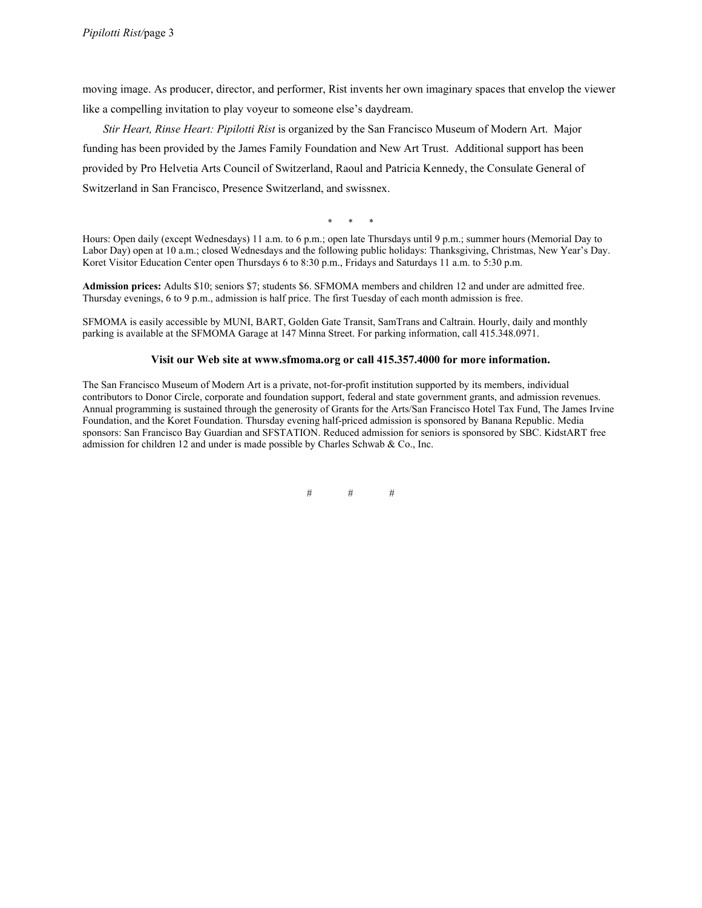moving image. As producer, director, and performer, Rist invents her own imaginary spaces that envelop the viewer like a compelling invitation to play voyeur to someone else's daydream.

*Stir Heart, Rinse Heart: Pipilotti Rist* is organized by the San Francisco Museum of Modern Art. Major funding has been provided by the James Family Foundation and New Art Trust. Additional support has been provided by Pro Helvetia Arts Council of Switzerland, Raoul and Patricia Kennedy, the Consulate General of Switzerland in San Francisco, Presence Switzerland, and swissnex.

\* \* \*

Hours: Open daily (except Wednesdays) 11 a.m. to 6 p.m.; open late Thursdays until 9 p.m.; summer hours (Memorial Day to Labor Day) open at 10 a.m.; closed Wednesdays and the following public holidays: Thanksgiving, Christmas, New Year's Day. Koret Visitor Education Center open Thursdays 6 to 8:30 p.m., Fridays and Saturdays 11 a.m. to 5:30 p.m.

**Admission prices:** Adults $10; seniors $7; students $6. SFMOMA members and children 12 and under are admitted free. Thursday evenings, 6 to 9 p.m., admission is half price. The first Tuesday of each month admission is free.

SFMOMA is easily accessible by MUNI, BART, Golden Gate Transit, SamTrans and Caltrain. Hourly, daily and monthly parking is available at the SFMOMA Garage at 147 Minna Street. For parking information, call 415.348.0971.

**Visit our Web site at www.sfmoma.org or call 415.357.4000 for more information.**

The San Francisco Museum of Modern Art is a private, not-for-profit institution supported by its members, individual contributors to Donor Circle, corporate and foundation support, federal and state government grants, and admission revenues. Annual programming is sustained through the generosity of Grants for the Arts/San Francisco Hotel Tax Fund, The James Irvine Foundation, and the Koret Foundation. Thursday evening half-priced admission is sponsored by Banana Republic. Media sponsors: San Francisco Bay Guardian and SFSTATION. Reduced admission for seniors is sponsored by SBC. KidstART free admission for children 12 and under is made possible by Charles Schwab & Co., Inc.

# # #